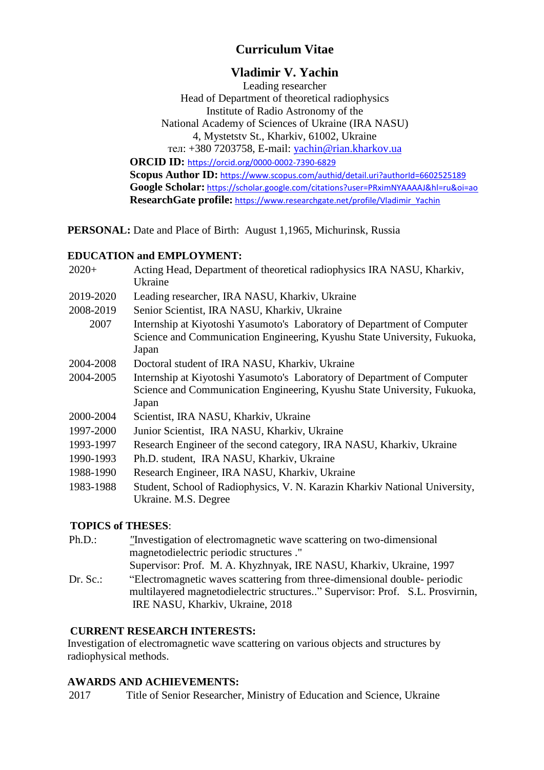# Curriculum Vitae

## Vladimir V. Yachin

Leading researcher
Head of Department of theoretical radiophysics
Institute of Radio Astronomy of the
National Academy of Sciences of Ukraine (IRA NASU)
4, Mystetstv St., Kharkiv, 61002, Ukraine
тел: +380 7203758, E-mail: yachin@rian.kharkov.ua

**ORCID ID:** https://orcid.org/0000-0002-7390-6829
**Scopus Author ID:** https://www.scopus.com/authid/detail.uri?authorId=6602525189
**Google Scholar:** https://scholar.google.com/citations?user=PRximNYAAAAJ&hl=ru&oi=ao
**ResearchGate profile:** https://www.researchgate.net/profile/Vladimir_Yachin

**PERSONAL:** Date and Place of Birth: August 1,1965, Michurinsk, Russia

**EDUCATION and EMPLOYMENT:**

| | |
|---|---|
| 2020+ | Acting Head, Department of theoretical radiophysics IRA NASU, Kharkiv, Ukraine |
| 2019-2020 | Leading researcher, IRA NASU, Kharkiv, Ukraine |
| 2008-2019 | Senior Scientist, IRA NASU, Kharkiv, Ukraine |
| 2007 | Internship at Kiyotoshi Yasumoto's Laboratory of Department of Computer Science and Communication Engineering, Kyushu State University, Fukuoka, Japan |
| 2004-2008 | Doctoral student of IRA NASU, Kharkiv, Ukraine |
| 2004-2005 | Internship at Kiyotoshi Yasumoto's Laboratory of Department of Computer Science and Communication Engineering, Kyushu State University, Fukuoka, Japan |
| 2000-2004 | Scientist, IRA NASU, Kharkiv, Ukraine |
| 1997-2000 | Junior Scientist, IRA NASU, Kharkiv, Ukraine |
| 1993-1997 | Research Engineer of the second category, IRA NASU, Kharkiv, Ukraine |
| 1990-1993 | Ph.D. student, IRA NASU, Kharkiv, Ukraine |
| 1988-1990 | Research Engineer, IRA NASU, Kharkiv, Ukraine |
| 1983-1988 | Student, School of Radiophysics, V. N. Karazin Kharkiv National University, Ukraine. M.S. Degree |

**TOPICS of THESES**:

| | |
|---|---|
| Ph.D.: | "Investigation of electromagnetic wave scattering on two-dimensional magnetodielectric periodic structures ." Supervisor: Prof. M. A. Khyzhnyak, IRE NASU, Kharkiv, Ukraine, 1997 |
| Dr. Sc.: | "Electromagnetic waves scattering from three-dimensional double- periodic multilayered magnetodielectric structures.." Supervisor: Prof. S.L. Prosvirnin, IRE NASU, Kharkiv, Ukraine, 2018 |

**CURRENT RESEARCH INTERESTS:**
Investigation of electromagnetic wave scattering on various objects and structures by radiophysical methods.

**AWARDS AND ACHIEVEMENTS:**

| | |
|---|---|
| 2017 | Title of Senior Researcher, Ministry of Education and Science, Ukraine |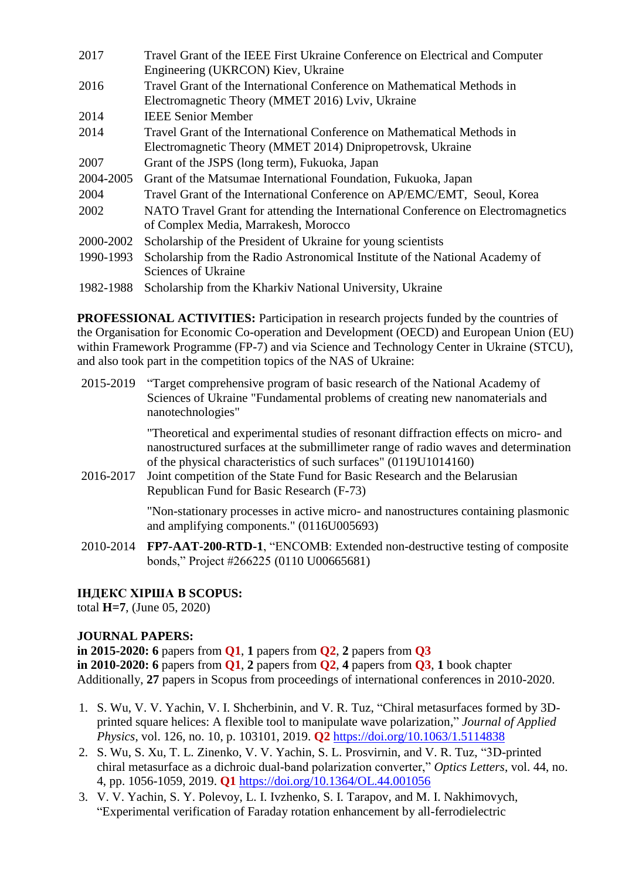| | |
|---|---|
| 2017 | Travel Grant of the IEEE First Ukraine Conference on Electrical and Computer Engineering (UKRCON) Kiev, Ukraine |
| 2016 | Travel Grant of the International Conference on Mathematical Methods in Electromagnetic Theory (MMET 2016) Lviv, Ukraine |
| 2014 | IEEE Senior Member |
| 2014 | Travel Grant of the International Conference on Mathematical Methods in Electromagnetic Theory (MMET 2014) Dnipropetrovsk, Ukraine |
| 2007 | Grant of the JSPS (long term), Fukuoka, Japan |
| 2004-2005 | Grant of the Matsumae International Foundation, Fukuoka, Japan |
| 2004 | Travel Grant of the International Conference on AP/EMC/EMT, Seoul, Korea |
| 2002 | NATO Travel Grant for attending the International Conference on Electromagnetics of Complex Media, Marrakesh, Morocco |
| 2000-2002 | Scholarship of the President of Ukraine for young scientists |
| 1990-1993 | Scholarship from the Radio Astronomical Institute of the National Academy of Sciences of Ukraine |
| 1982-1988 | Scholarship from the Kharkiv National University, Ukraine |

**PROFESSIONAL ACTIVITIES:** Participation in research projects funded by the countries of the Organisation for Economic Co-operation and Development (OECD) and European Union (EU) within Framework Programme (FP-7) and via Science and Technology Center in Ukraine (STCU), and also took part in the competition topics of the NAS of Ukraine:

| | |
|---|---|
| 2015-2019 | "Target comprehensive program of basic research of the National Academy of Sciences of Ukraine "Fundamental problems of creating new nanomaterials and nanotechnologies"<br><br>"Theoretical and experimental studies of resonant diffraction effects on micro- and nanostructured surfaces at the submillimeter range of radio waves and determination of the physical characteristics of such surfaces" (0119U1014160) |
| 2016-2017 | Joint competition of the State Fund for Basic Research and the Belarusian Republican Fund for Basic Research (F-73)<br><br>"Non-stationary processes in active micro- and nanostructures containing plasmonic and amplifying components." (0116U005693) |
| 2010-2014 | **FP7-AAT-200-RTD-1**, "ENCOMB: Extended non-destructive testing of composite bonds," Project #266225 (0110 U00665681) |

**ІНДЕКС ХІРША В SCOPUS:**
total **H=7**, (June 05, 2020)

**JOURNAL PAPERS:**
**in 2015-2020: 6** papers from **Q1**, **1** papers from **Q2**, **2** papers from **Q3**
**in 2010-2020: 6** papers from **Q1**, **2** papers from **Q2**, **4** papers from **Q3**, **1** book chapter
Additionally, **27** papers in Scopus from proceedings of international conferences in 2010-2020.

1. S. Wu, V. V. Yachin, V. I. Shcherbinin, and V. R. Tuz, "Chiral metasurfaces formed by 3D-printed square helices: A flexible tool to manipulate wave polarization," *Journal of Applied Physics*, vol. 126, no. 10, p. 103101, 2019. **Q2** https://doi.org/10.1063/1.5114838
2. S. Wu, S. Xu, T. L. Zinenko, V. V. Yachin, S. L. Prosvirnin, and V. R. Tuz, "3D-printed chiral metasurface as a dichroic dual-band polarization converter," *Optics Letters*, vol. 44, no. 4, pp. 1056-1059, 2019. **Q1** https://doi.org/10.1364/OL.44.001056
3. V. V. Yachin, S. Y. Polevoy, L. I. Ivzhenko, S. I. Tarapov, and M. I. Nakhimovych, "Experimental verification of Faraday rotation enhancement by all-ferrodielectric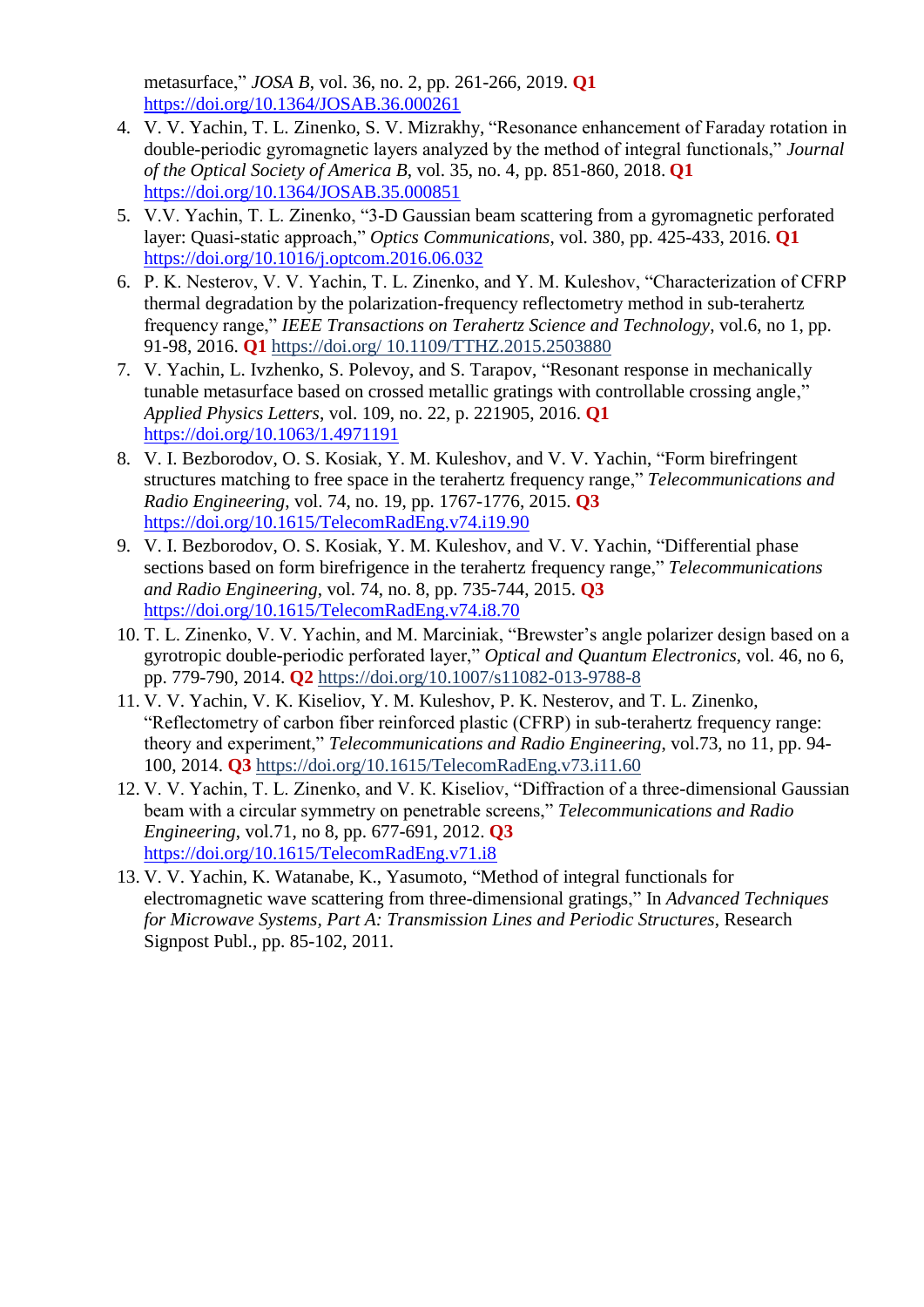metasurface," *JOSA B*, vol. 36, no. 2, pp. 261-266, 2019. **Q1** https://doi.org/10.1364/JOSAB.36.000261

4. V. V. Yachin, T. L. Zinenko, S. V. Mizrakhy, "Resonance enhancement of Faraday rotation in double-periodic gyromagnetic layers analyzed by the method of integral functionals," *Journal of the Optical Society of America B*, vol. 35, no. 4, pp. 851-860, 2018. **Q1** https://doi.org/10.1364/JOSAB.35.000851
5. V.V. Yachin, T. L. Zinenko, "3-D Gaussian beam scattering from a gyromagnetic perforated layer: Quasi-static approach," *Optics Communications*, vol. 380, pp. 425-433, 2016. **Q1** https://doi.org/10.1016/j.optcom.2016.06.032
6. P. K. Nesterov, V. V. Yachin, T. L. Zinenko, and Y. M. Kuleshov, "Characterization of CFRP thermal degradation by the polarization-frequency reflectometry method in sub-terahertz frequency range," *IEEE Transactions on Terahertz Science and Technology*, vol.6, no 1, pp. 91-98, 2016. **Q1** https://doi.org/ 10.1109/TTHZ.2015.2503880
7. V. Yachin, L. Ivzhenko, S. Polevoy, and S. Tarapov, "Resonant response in mechanically tunable metasurface based on crossed metallic gratings with controllable crossing angle," *Applied Physics Letters*, vol. 109, no. 22, p. 221905, 2016. **Q1** https://doi.org/10.1063/1.4971191
8. V. I. Bezborodov, O. S. Kosiak, Y. M. Kuleshov, and V. V. Yachin, "Form birefringent structures matching to free space in the terahertz frequency range," *Telecommunications and Radio Engineering*, vol. 74, no. 19, pp. 1767-1776, 2015. **Q3** https://doi.org/10.1615/TelecomRadEng.v74.i19.90
9. V. I. Bezborodov, O. S. Kosiak, Y. M. Kuleshov, and V. V. Yachin, "Differential phase sections based on form birefrigence in the terahertz frequency range," *Telecommunications and Radio Engineering*, vol. 74, no. 8, pp. 735-744, 2015. **Q3** https://doi.org/10.1615/TelecomRadEng.v74.i8.70
10. T. L. Zinenko, V. V. Yachin, and M. Marciniak, "Brewster's angle polarizer design based on a gyrotropic double-periodic perforated layer," *Optical and Quantum Electronics*, vol. 46, no 6, pp. 779-790, 2014. **Q2** https://doi.org/10.1007/s11082-013-9788-8
11. V. V. Yachin, V. K. Kiseliov, Y. M. Kuleshov, P. K. Nesterov, and T. L. Zinenko, "Reflectometry of carbon fiber reinforced plastic (CFRP) in sub-terahertz frequency range: theory and experiment," *Telecommunications and Radio Engineering*, vol.73, no 11, pp. 94-100, 2014. **Q3** https://doi.org/10.1615/TelecomRadEng.v73.i11.60
12. V. V. Yachin, T. L. Zinenko, and V. K. Kiseliov, "Diffraction of a three-dimensional Gaussian beam with a circular symmetry on penetrable screens," *Telecommunications and Radio Engineering*, vol.71, no 8, pp. 677-691, 2012. **Q3** https://doi.org/10.1615/TelecomRadEng.v71.i8
13. V. V. Yachin, K. Watanabe, K., Yasumoto, "Method of integral functionals for electromagnetic wave scattering from three-dimensional gratings," In *Advanced Techniques for Microwave Systems, Part A: Transmission Lines and Periodic Structures*, Research Signpost Publ., pp. 85-102, 2011.